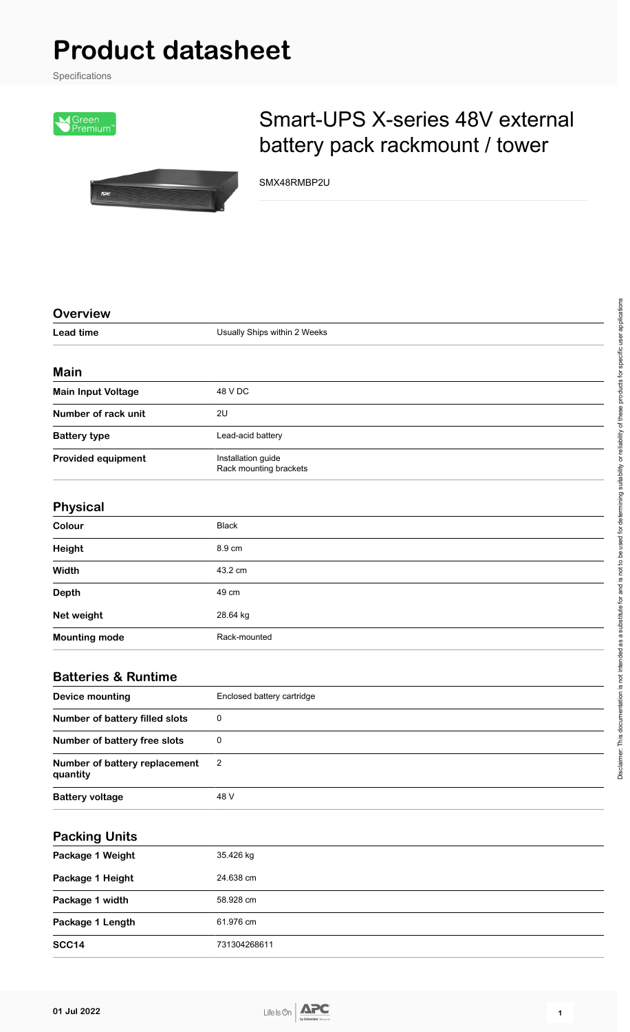# Product datasheet

Specifications

## Smart-UPS X-series 48V external battery pack rackmount / tower

SMX48RMBP2U

### Overview

| | |
|---|---|
| **Lead time** | Usually Ships within 2 Weeks |

### Main

| | |
|---|---|
| **Main Input Voltage** | 48 V DC |
| **Number of rack unit** | 2U |
| **Battery type** | Lead-acid battery |
| **Provided equipment** | Installation guide<br>Rack mounting brackets |

### Physical

| | |
|---|---|
| **Colour** | Black |
| **Height** | 8.9 cm |
| **Width** | 43.2 cm |
| **Depth** | 49 cm |
| **Net weight** | 28.64 kg |
| **Mounting mode** | Rack-mounted |

### Batteries & Runtime

| | |
|---|---|
| **Device mounting** | Enclosed battery cartridge |
| **Number of battery filled slots** | 0 |
| **Number of battery free slots** | 0 |
| **Number of battery replacement quantity** | 2 |
| **Battery voltage** | 48 V |

### Packing Units

| | |
|---|---|
| **Package 1 Weight** | 35.426 kg |
| **Package 1 Height** | 24.638 cm |
| **Package 1 width** | 58.928 cm |
| **Package 1 Length** | 61.976 cm |
| **SCC14** | 731304268611 |

Disclaimer: This documentation is not intended as a substitute for and is not to be used for determining suitability or reliability of these products for specific user applications

01 Jul 2022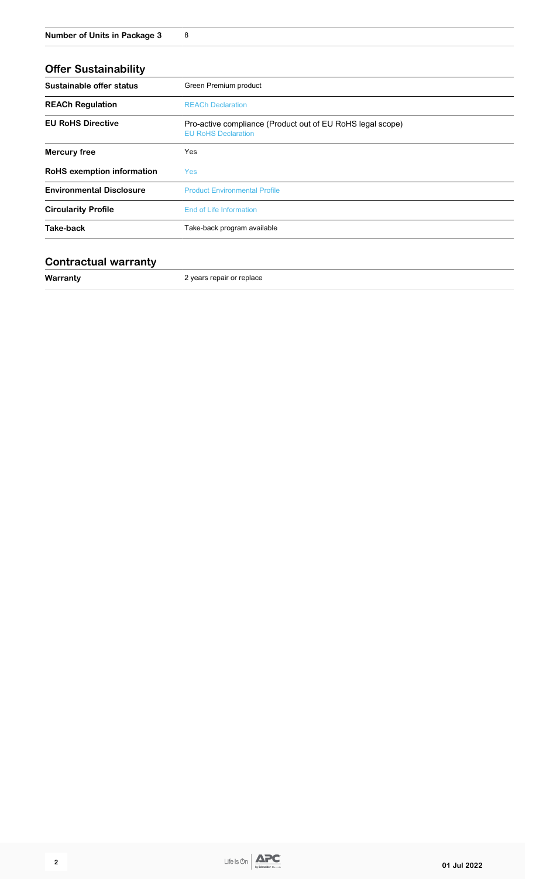| | |
|---|---|
| **Number of Units in Package 3** | 8 |

## Offer Sustainability

| | |
|---|---|
| **Sustainable offer status** | Green Premium product |
| **REACh Regulation** | REACh Declaration |
| **EU RoHS Directive** | Pro-active compliance (Product out of EU RoHS legal scope) EU RoHS Declaration |
| **Mercury free** | Yes |
| **RoHS exemption information** | Yes |
| **Environmental Disclosure** | Product Environmental Profile |
| **Circularity Profile** | End of Life Information |
| **Take-back** | Take-back program available |

## Contractual warranty

| | |
|---|---|
| **Warranty** | 2 years repair or replace |